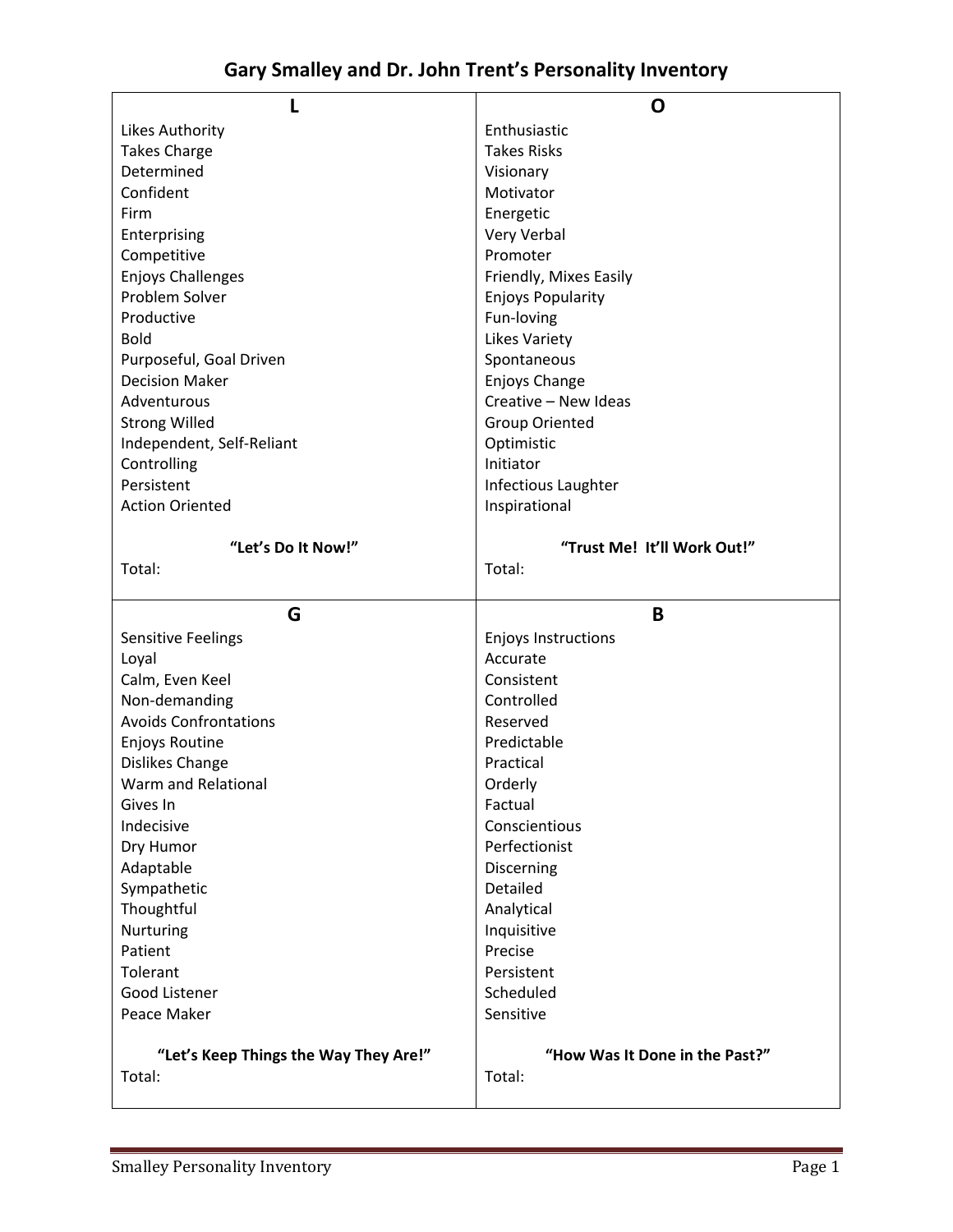# Gary Smalley and Dr. John Trent's Personality Inventory

| L | O |
|---|---|
| Likes Authority | Enthusiastic |
| Takes Charge | Takes Risks |
| Determined | Visionary |
| Confident | Motivator |
| Firm | Energetic |
| Enterprising | Very Verbal |
| Competitive | Promoter |
| Enjoys Challenges | Friendly, Mixes Easily |
| Problem Solver | Enjoys Popularity |
| Productive | Fun-loving |
| Bold | Likes Variety |
| Purposeful, Goal Driven | Spontaneous |
| Decision Maker | Enjoys Change |
| Adventurous | Creative – New Ideas |
| Strong Willed | Group Oriented |
| Independent, Self-Reliant | Optimistic |
| Controlling | Initiator |
| Persistent | Infectious Laughter |
| Action Oriented | Inspirational |
| **"Let's Do It Now!"** | **"Trust Me! It'll Work Out!"** |
| Total: | Total: |

| G | B |
|---|---|
| Sensitive Feelings | Enjoys Instructions |
| Loyal | Accurate |
| Calm, Even Keel | Consistent |
| Non-demanding | Controlled |
| Avoids Confrontations | Reserved |
| Enjoys Routine | Predictable |
| Dislikes Change | Practical |
| Warm and Relational | Orderly |
| Gives In | Factual |
| Indecisive | Conscientious |
| Dry Humor | Perfectionist |
| Adaptable | Discerning |
| Sympathetic | Detailed |
| Thoughtful | Analytical |
| Nurturing | Inquisitive |
| Patient | Precise |
| Tolerant | Persistent |
| Good Listener | Scheduled |
| Peace Maker | Sensitive |
| **"Let's Keep Things the Way They Are!"** | **"How Was It Done in the Past?"** |
| Total: | Total: |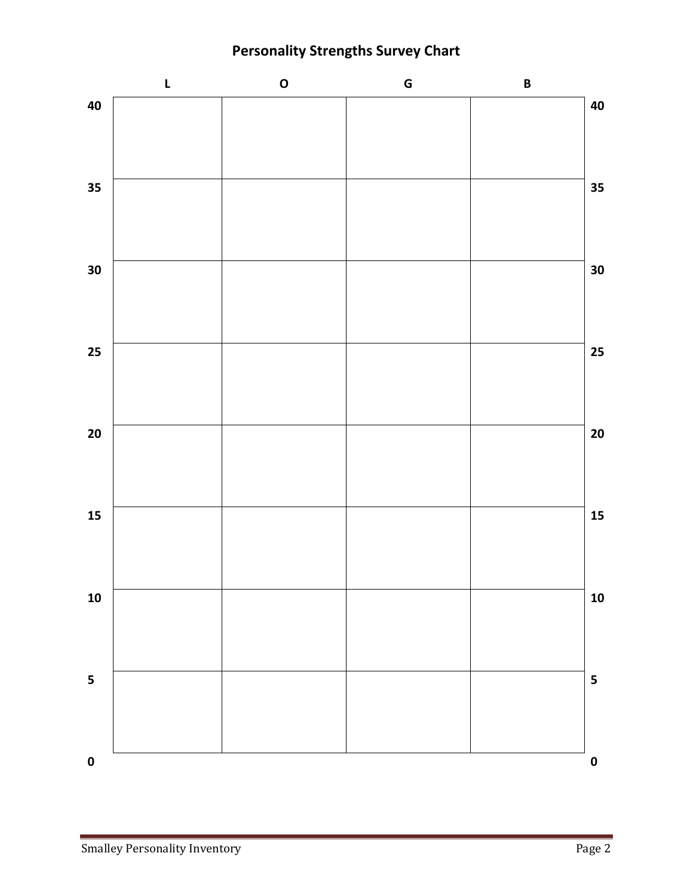## Personality Strengths Survey Chart

| | L | O | G | B | |
|---|---|---|---|---|---|
| 40 | | | | | 40 |
| 35 | | | | | 35 |
| 30 | | | | | 30 |
| 25 | | | | | 25 |
| 20 | | | | | 20 |
| 15 | | | | | 15 |
| 10 | | | | | 10 |
| 5 | | | | | 5 |
| 0 | | | | | 0 |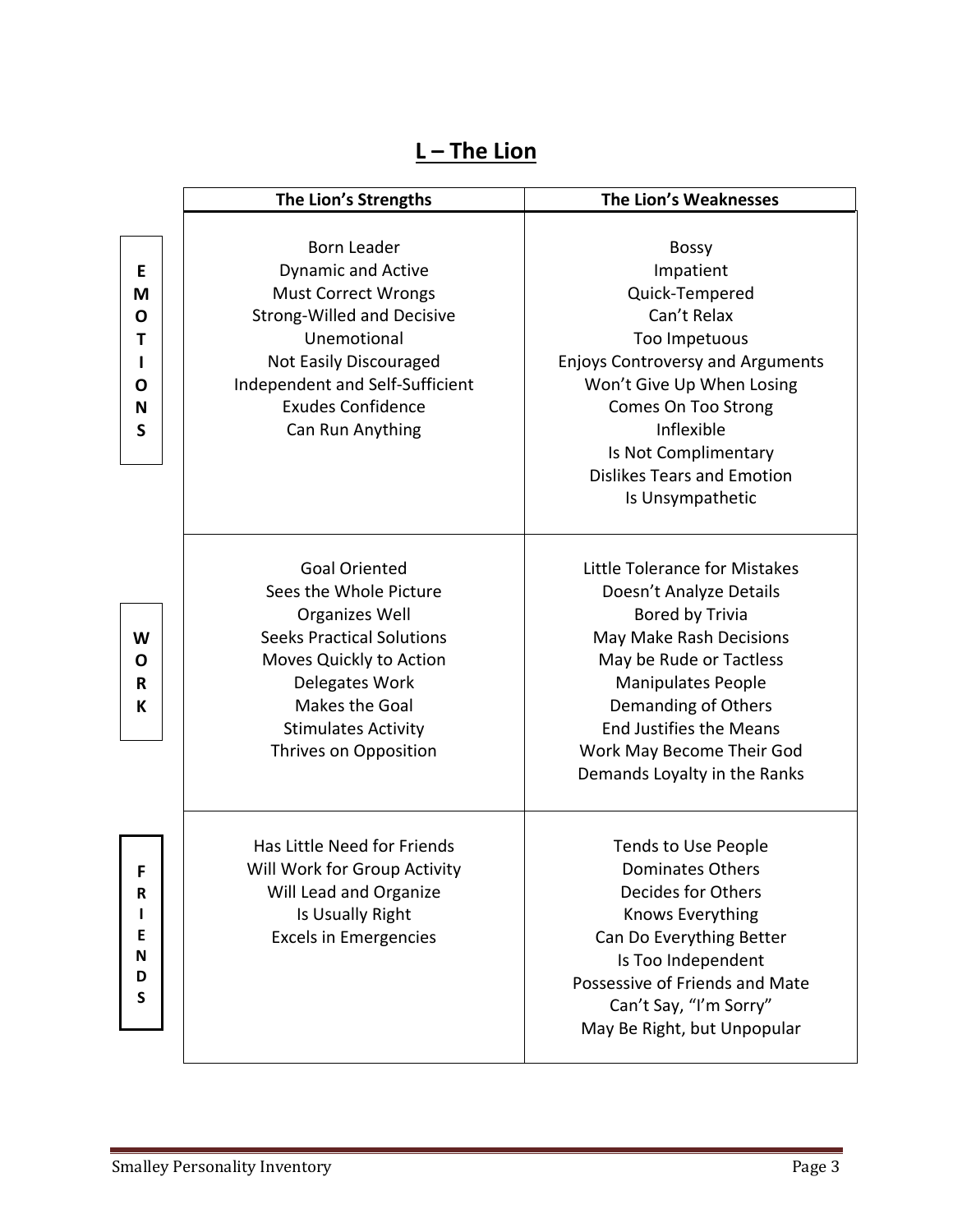## L – The Lion

| | The Lion's Strengths | The Lion's Weaknesses |
|---|---|---|
| **EMOTIONS** | Born Leader<br>Dynamic and Active<br>Must Correct Wrongs<br>Strong-Willed and Decisive<br>Unemotional<br>Not Easily Discouraged<br>Independent and Self-Sufficient<br>Exudes Confidence<br>Can Run Anything | Bossy<br>Impatient<br>Quick-Tempered<br>Can't Relax<br>Too Impetuous<br>Enjoys Controversy and Arguments<br>Won't Give Up When Losing<br>Comes On Too Strong<br>Inflexible<br>Is Not Complimentary<br>Dislikes Tears and Emotion<br>Is Unsympathetic |
| **WORK** | Goal Oriented<br>Sees the Whole Picture<br>Organizes Well<br>Seeks Practical Solutions<br>Moves Quickly to Action<br>Delegates Work<br>Makes the Goal<br>Stimulates Activity<br>Thrives on Opposition | Little Tolerance for Mistakes<br>Doesn't Analyze Details<br>Bored by Trivia<br>May Make Rash Decisions<br>May be Rude or Tactless<br>Manipulates People<br>Demanding of Others<br>End Justifies the Means<br>Work May Become Their God<br>Demands Loyalty in the Ranks |
| **FRIENDS** | Has Little Need for Friends<br>Will Work for Group Activity<br>Will Lead and Organize<br>Is Usually Right<br>Excels in Emergencies | Tends to Use People<br>Dominates Others<br>Decides for Others<br>Knows Everything<br>Can Do Everything Better<br>Is Too Independent<br>Possessive of Friends and Mate<br>Can't Say, "I'm Sorry"<br>May Be Right, but Unpopular |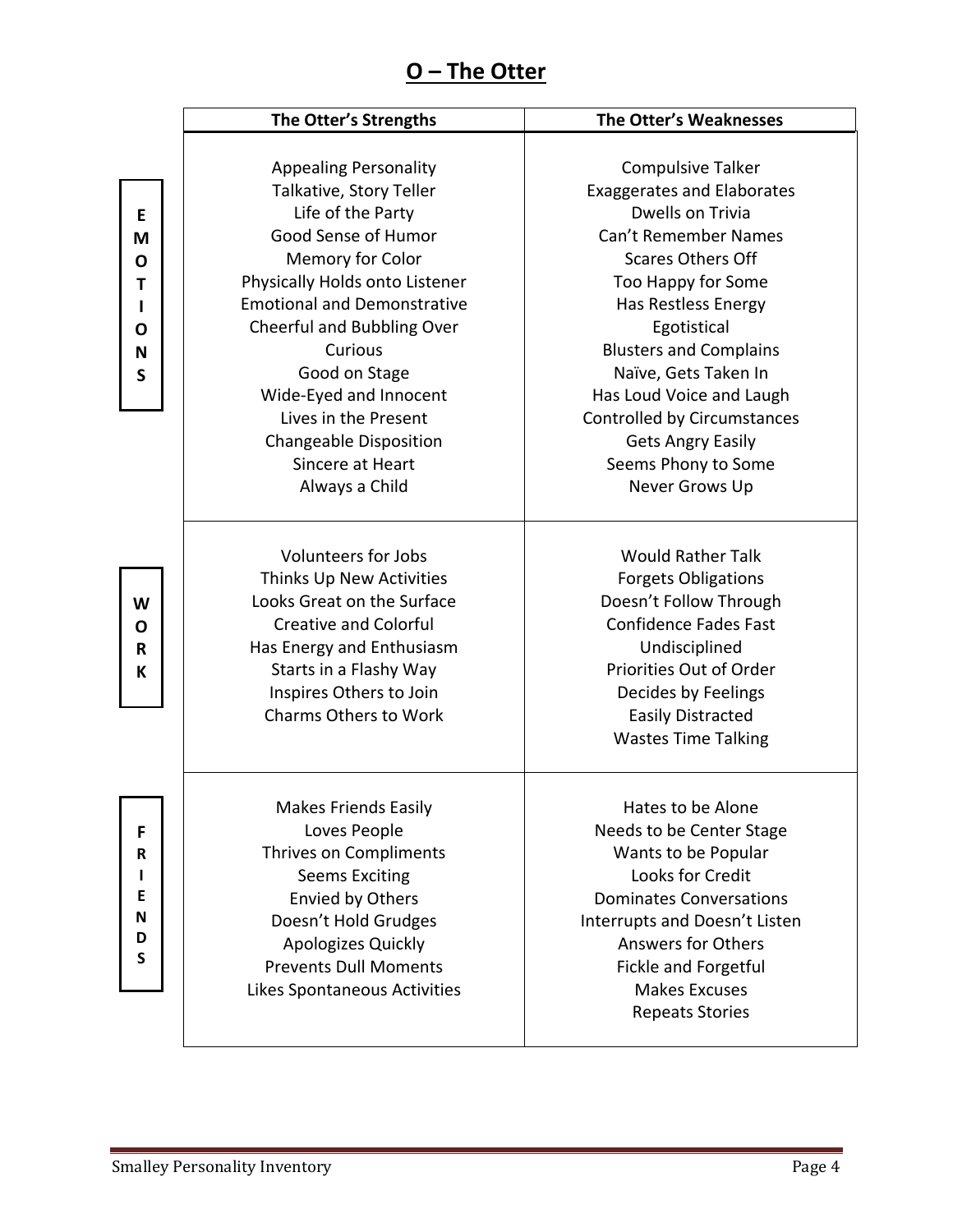# O – The Otter

| | The Otter's Strengths | The Otter's Weaknesses |
| --- | --- | --- |
| **EMOTIONS** | Appealing Personality<br>Talkative, Story Teller<br>Life of the Party<br>Good Sense of Humor<br>Memory for Color<br>Physically Holds onto Listener<br>Emotional and Demonstrative<br>Cheerful and Bubbling Over<br>Curious<br>Good on Stage<br>Wide-Eyed and Innocent<br>Lives in the Present<br>Changeable Disposition<br>Sincere at Heart<br>Always a Child | Compulsive Talker<br>Exaggerates and Elaborates<br>Dwells on Trivia<br>Can't Remember Names<br>Scares Others Off<br>Too Happy for Some<br>Has Restless Energy<br>Egotistical<br>Blusters and Complains<br>Naïve, Gets Taken In<br>Has Loud Voice and Laugh<br>Controlled by Circumstances<br>Gets Angry Easily<br>Seems Phony to Some<br>Never Grows Up |
| **WORK** | Volunteers for Jobs<br>Thinks Up New Activities<br>Looks Great on the Surface<br>Creative and Colorful<br>Has Energy and Enthusiasm<br>Starts in a Flashy Way<br>Inspires Others to Join<br>Charms Others to Work | Would Rather Talk<br>Forgets Obligations<br>Doesn't Follow Through<br>Confidence Fades Fast<br>Undisciplined<br>Priorities Out of Order<br>Decides by Feelings<br>Easily Distracted<br>Wastes Time Talking |
| **FRIENDS** | Makes Friends Easily<br>Loves People<br>Thrives on Compliments<br>Seems Exciting<br>Envied by Others<br>Doesn't Hold Grudges<br>Apologizes Quickly<br>Prevents Dull Moments<br>Likes Spontaneous Activities | Hates to be Alone<br>Needs to be Center Stage<br>Wants to be Popular<br>Looks for Credit<br>Dominates Conversations<br>Interrupts and Doesn't Listen<br>Answers for Others<br>Fickle and Forgetful<br>Makes Excuses<br>Repeats Stories |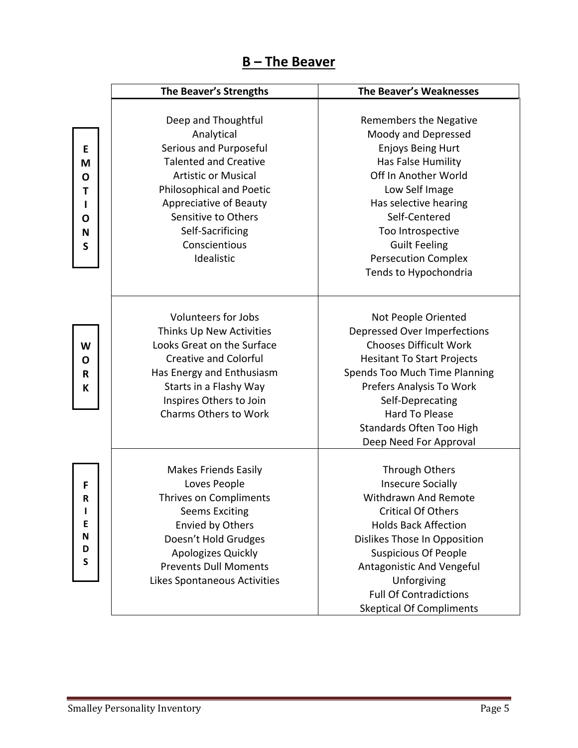## B – The Beaver

| | The Beaver's Strengths | The Beaver's Weaknesses |
|---|---|---|
| **EMOTIONS** | Deep and Thoughtful<br>Analytical<br>Serious and Purposeful<br>Talented and Creative<br>Artistic or Musical<br>Philosophical and Poetic<br>Appreciative of Beauty<br>Sensitive to Others<br>Self-Sacrificing<br>Conscientious<br>Idealistic | Remembers the Negative<br>Moody and Depressed<br>Enjoys Being Hurt<br>Has False Humility<br>Off In Another World<br>Low Self Image<br>Has selective hearing<br>Self-Centered<br>Too Introspective<br>Guilt Feeling<br>Persecution Complex<br>Tends to Hypochondria |
| **WORK** | Volunteers for Jobs<br>Thinks Up New Activities<br>Looks Great on the Surface<br>Creative and Colorful<br>Has Energy and Enthusiasm<br>Starts in a Flashy Way<br>Inspires Others to Join<br>Charms Others to Work | Not People Oriented<br>Depressed Over Imperfections<br>Chooses Difficult Work<br>Hesitant To Start Projects<br>Spends Too Much Time Planning<br>Prefers Analysis To Work<br>Self-Deprecating<br>Hard To Please<br>Standards Often Too High<br>Deep Need For Approval |
| **FRIENDS** | Makes Friends Easily<br>Loves People<br>Thrives on Compliments<br>Seems Exciting<br>Envied by Others<br>Doesn't Hold Grudges<br>Apologizes Quickly<br>Prevents Dull Moments<br>Likes Spontaneous Activities | Through Others<br>Insecure Socially<br>Withdrawn And Remote<br>Critical Of Others<br>Holds Back Affection<br>Dislikes Those In Opposition<br>Suspicious Of People<br>Antagonistic And Vengeful<br>Unforgiving<br>Full Of Contradictions<br>Skeptical Of Compliments |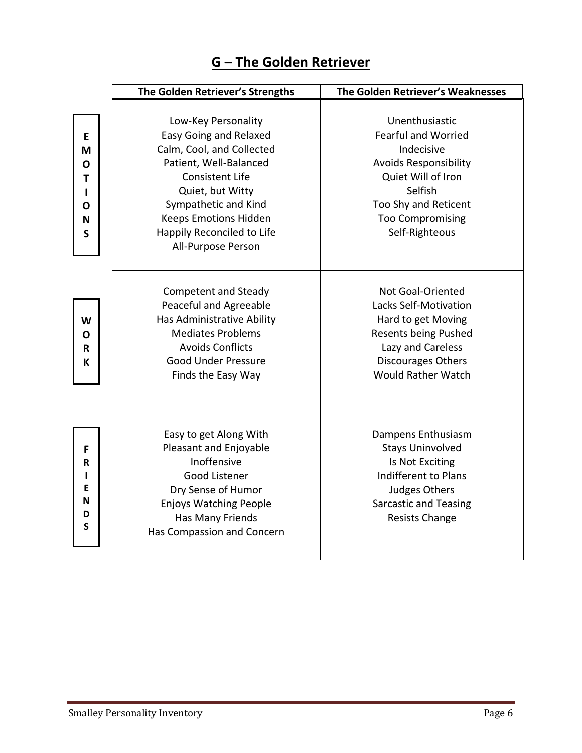## G – The Golden Retriever

| | The Golden Retriever's Strengths | The Golden Retriever's Weaknesses |
|---|---|---|
| **EMOTIONS** | Low-Key Personality<br>Easy Going and Relaxed<br>Calm, Cool, and Collected<br>Patient, Well-Balanced<br>Consistent Life<br>Quiet, but Witty<br>Sympathetic and Kind<br>Keeps Emotions Hidden<br>Happily Reconciled to Life<br>All-Purpose Person | Unenthusiastic<br>Fearful and Worried<br>Indecisive<br>Avoids Responsibility<br>Quiet Will of Iron<br>Selfish<br>Too Shy and Reticent<br>Too Compromising<br>Self-Righteous |
| **WORK** | Competent and Steady<br>Peaceful and Agreeable<br>Has Administrative Ability<br>Mediates Problems<br>Avoids Conflicts<br>Good Under Pressure<br>Finds the Easy Way | Not Goal-Oriented<br>Lacks Self-Motivation<br>Hard to get Moving<br>Resents being Pushed<br>Lazy and Careless<br>Discourages Others<br>Would Rather Watch |
| **FRIENDS** | Easy to get Along With<br>Pleasant and Enjoyable<br>Inoffensive<br>Good Listener<br>Dry Sense of Humor<br>Enjoys Watching People<br>Has Many Friends<br>Has Compassion and Concern | Dampens Enthusiasm<br>Stays Uninvolved<br>Is Not Exciting<br>Indifferent to Plans<br>Judges Others<br>Sarcastic and Teasing<br>Resists Change |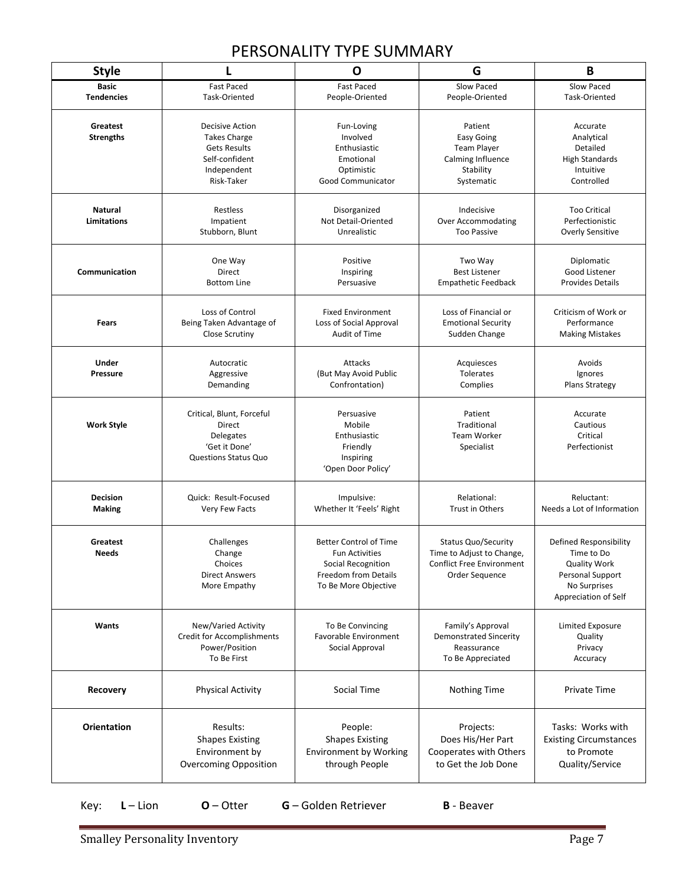# PERSONALITY TYPE SUMMARY

| Style | L | O | G | B |
|---|---|---|---|---|
| **Basic Tendencies** | Fast Paced<br>Task-Oriented | Fast Paced<br>People-Oriented | Slow Paced<br>People-Oriented | Slow Paced<br>Task-Oriented |
| **Greatest Strengths** | Decisive Action<br>Takes Charge<br>Gets Results<br>Self-confident<br>Independent<br>Risk-Taker | Fun-Loving<br>Involved<br>Enthusiastic<br>Emotional<br>Optimistic<br>Good Communicator | Patient<br>Easy Going<br>Team Player<br>Calming Influence<br>Stability<br>Systematic | Accurate<br>Analytical<br>Detailed<br>High Standards<br>Intuitive<br>Controlled |
| **Natural Limitations** | Restless<br>Impatient<br>Stubborn, Blunt | Disorganized<br>Not Detail-Oriented<br>Unrealistic | Indecisive<br>Over Accommodating<br>Too Passive | Too Critical<br>Perfectionistic<br>Overly Sensitive |
| **Communication** | One Way<br>Direct<br>Bottom Line | Positive<br>Inspiring<br>Persuasive | Two Way<br>Best Listener<br>Empathetic Feedback | Diplomatic<br>Good Listener<br>Provides Details |
| **Fears** | Loss of Control<br>Being Taken Advantage of<br>Close Scrutiny | Fixed Environment<br>Loss of Social Approval<br>Audit of Time | Loss of Financial or Emotional Security<br>Sudden Change | Criticism of Work or Performance<br>Making Mistakes |
| **Under Pressure** | Autocratic<br>Aggressive<br>Demanding | Attacks<br>(But May Avoid Public Confrontation) | Acquiesces<br>Tolerates<br>Complies | Avoids<br>Ignores<br>Plans Strategy |
| **Work Style** | Critical, Blunt, Forceful<br>Direct<br>Delegates<br>'Get it Done'<br>Questions Status Quo | Persuasive<br>Mobile<br>Enthusiastic<br>Friendly<br>Inspiring<br>'Open Door Policy' | Patient<br>Traditional<br>Team Worker<br>Specialist | Accurate<br>Cautious<br>Critical<br>Perfectionist |
| **Decision Making** | Quick: Result-Focused<br>Very Few Facts | Impulsive:<br>Whether It 'Feels' Right | Relational:<br>Trust in Others | Reluctant:<br>Needs a Lot of Information |
| **Greatest Needs** | Challenges<br>Change<br>Choices<br>Direct Answers<br>More Empathy | Better Control of Time<br>Fun Activities<br>Social Recognition<br>Freedom from Details<br>To Be More Objective | Status Quo/Security<br>Time to Adjust to Change,<br>Conflict Free Environment<br>Order Sequence | Defined Responsibility<br>Time to Do<br>Quality Work<br>Personal Support<br>No Surprises<br>Appreciation of Self |
| **Wants** | New/Varied Activity<br>Credit for Accomplishments<br>Power/Position<br>To Be First | To Be Convincing<br>Favorable Environment<br>Social Approval | Family's Approval<br>Demonstrated Sincerity<br>Reassurance<br>To Be Appreciated | Limited Exposure<br>Quality<br>Privacy<br>Accuracy |
| **Recovery** | Physical Activity | Social Time | Nothing Time | Private Time |
| **Orientation** | Results:<br>Shapes Existing Environment by Overcoming Opposition | People:<br>Shapes Existing Environment by Working through People | Projects:<br>Does His/Her Part Cooperates with Others to Get the Job Done | Tasks: Works with Existing Circumstances to Promote Quality/Service |

Key: **L** – Lion **O** – Otter **G** – Golden Retriever **B** - Beaver